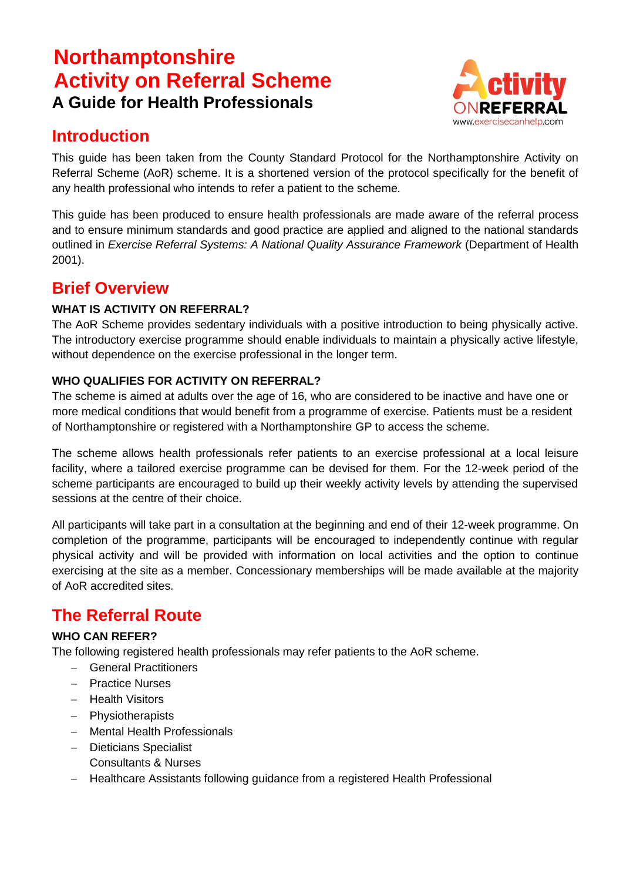# Northamptonshire Activity on Referral Scheme

**A Guide for Health Professionals**

## Introduction

This guide has been taken from the County Standard Protocol for the Northamptonshire Activity on Referral Scheme (AoR) scheme. It is a shortened version of the protocol specifically for the benefit of any health professional who intends to refer a patient to the scheme.

This guide has been produced to ensure health professionals are made aware of the referral process and to ensure minimum standards and good practice are applied and aligned to the national standards outlined in *Exercise Referral Systems: A National Quality Assurance Framework* (Department of Health 2001).

## Brief Overview

### WHAT IS ACTIVITY ON REFERRAL?

The AoR Scheme provides sedentary individuals with a positive introduction to being physically active. The introductory exercise programme should enable individuals to maintain a physically active lifestyle, without dependence on the exercise professional in the longer term.

### WHO QUALIFIES FOR ACTIVITY ON REFERRAL?

The scheme is aimed at adults over the age of 16, who are considered to be inactive and have one or more medical conditions that would benefit from a programme of exercise. Patients must be a resident of Northamptonshire or registered with a Northamptonshire GP to access the scheme.

The scheme allows health professionals refer patients to an exercise professional at a local leisure facility, where a tailored exercise programme can be devised for them. For the 12-week period of the scheme participants are encouraged to build up their weekly activity levels by attending the supervised sessions at the centre of their choice.

All participants will take part in a consultation at the beginning and end of their 12-week programme. On completion of the programme, participants will be encouraged to independently continue with regular physical activity and will be provided with information on local activities and the option to continue exercising at the site as a member. Concessionary memberships will be made available at the majority of AoR accredited sites.

## The Referral Route

### WHO CAN REFER?

The following registered health professionals may refer patients to the AoR scheme.

- General Practitioners
- Practice Nurses
- Health Visitors
- Physiotherapists
- Mental Health Professionals
- Dieticians Specialist
  Consultants & Nurses
- Healthcare Assistants following guidance from a registered Health Professional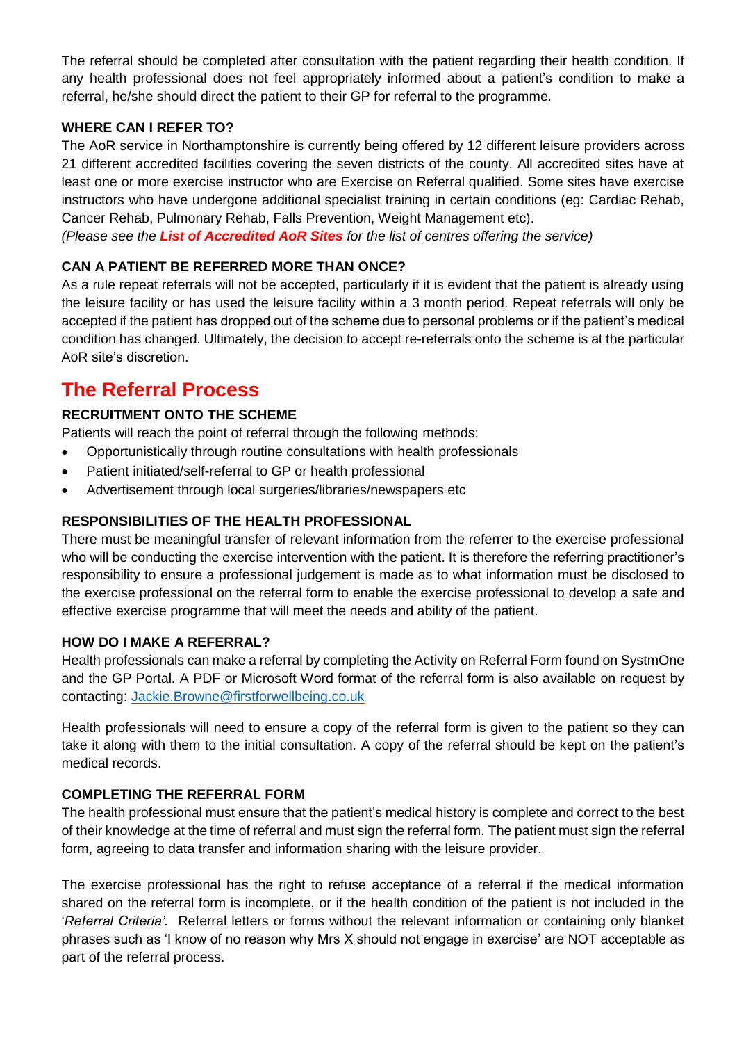The referral should be completed after consultation with the patient regarding their health condition. If any health professional does not feel appropriately informed about a patient's condition to make a referral, he/she should direct the patient to their GP for referral to the programme.

**WHERE CAN I REFER TO?**

The AoR service in Northamptonshire is currently being offered by 12 different leisure providers across 21 different accredited facilities covering the seven districts of the county. All accredited sites have at least one or more exercise instructor who are Exercise on Referral qualified. Some sites have exercise instructors who have undergone additional specialist training in certain conditions (eg: Cardiac Rehab, Cancer Rehab, Pulmonary Rehab, Falls Prevention, Weight Management etc).

*(Please see the **List of Accredited AoR Sites** for the list of centres offering the service)*

**CAN A PATIENT BE REFERRED MORE THAN ONCE?**

As a rule repeat referrals will not be accepted, particularly if it is evident that the patient is already using the leisure facility or has used the leisure facility within a 3 month period. Repeat referrals will only be accepted if the patient has dropped out of the scheme due to personal problems or if the patient's medical condition has changed. Ultimately, the decision to accept re-referrals onto the scheme is at the particular AoR site's discretion.

## The Referral Process

**RECRUITMENT ONTO THE SCHEME**

Patients will reach the point of referral through the following methods:

- Opportunistically through routine consultations with health professionals
- Patient initiated/self-referral to GP or health professional
- Advertisement through local surgeries/libraries/newspapers etc

**RESPONSIBILITIES OF THE HEALTH PROFESSIONAL**

There must be meaningful transfer of relevant information from the referrer to the exercise professional who will be conducting the exercise intervention with the patient. It is therefore the referring practitioner's responsibility to ensure a professional judgement is made as to what information must be disclosed to the exercise professional on the referral form to enable the exercise professional to develop a safe and effective exercise programme that will meet the needs and ability of the patient.

**HOW DO I MAKE A REFERRAL?**

Health professionals can make a referral by completing the Activity on Referral Form found on SystmOne and the GP Portal. A PDF or Microsoft Word format of the referral form is also available on request by contacting: Jackie.Browne@firstforwellbeing.co.uk

Health professionals will need to ensure a copy of the referral form is given to the patient so they can take it along with them to the initial consultation. A copy of the referral should be kept on the patient's medical records.

**COMPLETING THE REFERRAL FORM**

The health professional must ensure that the patient's medical history is complete and correct to the best of their knowledge at the time of referral and must sign the referral form. The patient must sign the referral form, agreeing to data transfer and information sharing with the leisure provider.

The exercise professional has the right to refuse acceptance of a referral if the medical information shared on the referral form is incomplete, or if the health condition of the patient is not included in the '*Referral Criteria'*. Referral letters or forms without the relevant information or containing only blanket phrases such as 'I know of no reason why Mrs X should not engage in exercise' are NOT acceptable as part of the referral process.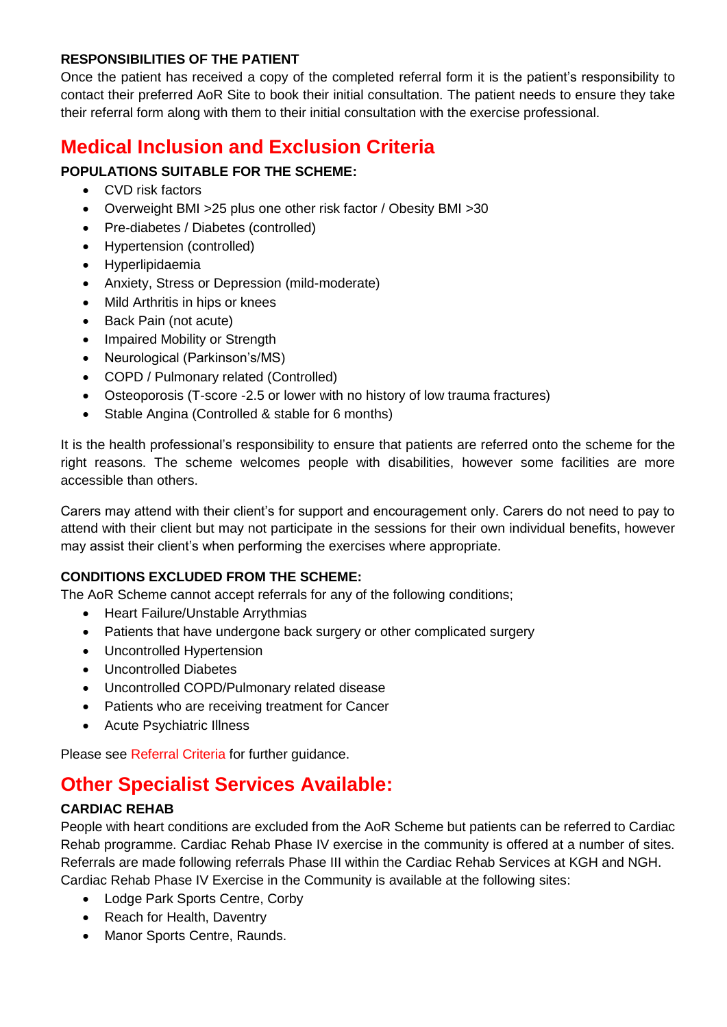**RESPONSIBILITIES OF THE PATIENT**

Once the patient has received a copy of the completed referral form it is the patient's responsibility to contact their preferred AoR Site to book their initial consultation. The patient needs to ensure they take their referral form along with them to their initial consultation with the exercise professional.

## Medical Inclusion and Exclusion Criteria

**POPULATIONS SUITABLE FOR THE SCHEME:**

- CVD risk factors
- Overweight BMI >25 plus one other risk factor / Obesity BMI >30
- Pre-diabetes / Diabetes (controlled)
- Hypertension (controlled)
- Hyperlipidaemia
- Anxiety, Stress or Depression (mild-moderate)
- Mild Arthritis in hips or knees
- Back Pain (not acute)
- Impaired Mobility or Strength
- Neurological (Parkinson's/MS)
- COPD / Pulmonary related (Controlled)
- Osteoporosis (T-score -2.5 or lower with no history of low trauma fractures)
- Stable Angina (Controlled & stable for 6 months)

It is the health professional's responsibility to ensure that patients are referred onto the scheme for the right reasons. The scheme welcomes people with disabilities, however some facilities are more accessible than others.

Carers may attend with their client's for support and encouragement only. Carers do not need to pay to attend with their client but may not participate in the sessions for their own individual benefits, however may assist their client's when performing the exercises where appropriate.

**CONDITIONS EXCLUDED FROM THE SCHEME:**

The AoR Scheme cannot accept referrals for any of the following conditions;

- Heart Failure/Unstable Arrythmias
- Patients that have undergone back surgery or other complicated surgery
- Uncontrolled Hypertension
- Uncontrolled Diabetes
- Uncontrolled COPD/Pulmonary related disease
- Patients who are receiving treatment for Cancer
- Acute Psychiatric Illness

Please see Referral Criteria for further guidance.

## Other Specialist Services Available:

**CARDIAC REHAB**

People with heart conditions are excluded from the AoR Scheme but patients can be referred to Cardiac Rehab programme. Cardiac Rehab Phase IV exercise in the community is offered at a number of sites. Referrals are made following referrals Phase III within the Cardiac Rehab Services at KGH and NGH. Cardiac Rehab Phase IV Exercise in the Community is available at the following sites:

- Lodge Park Sports Centre, Corby
- Reach for Health, Daventry
- Manor Sports Centre, Raunds.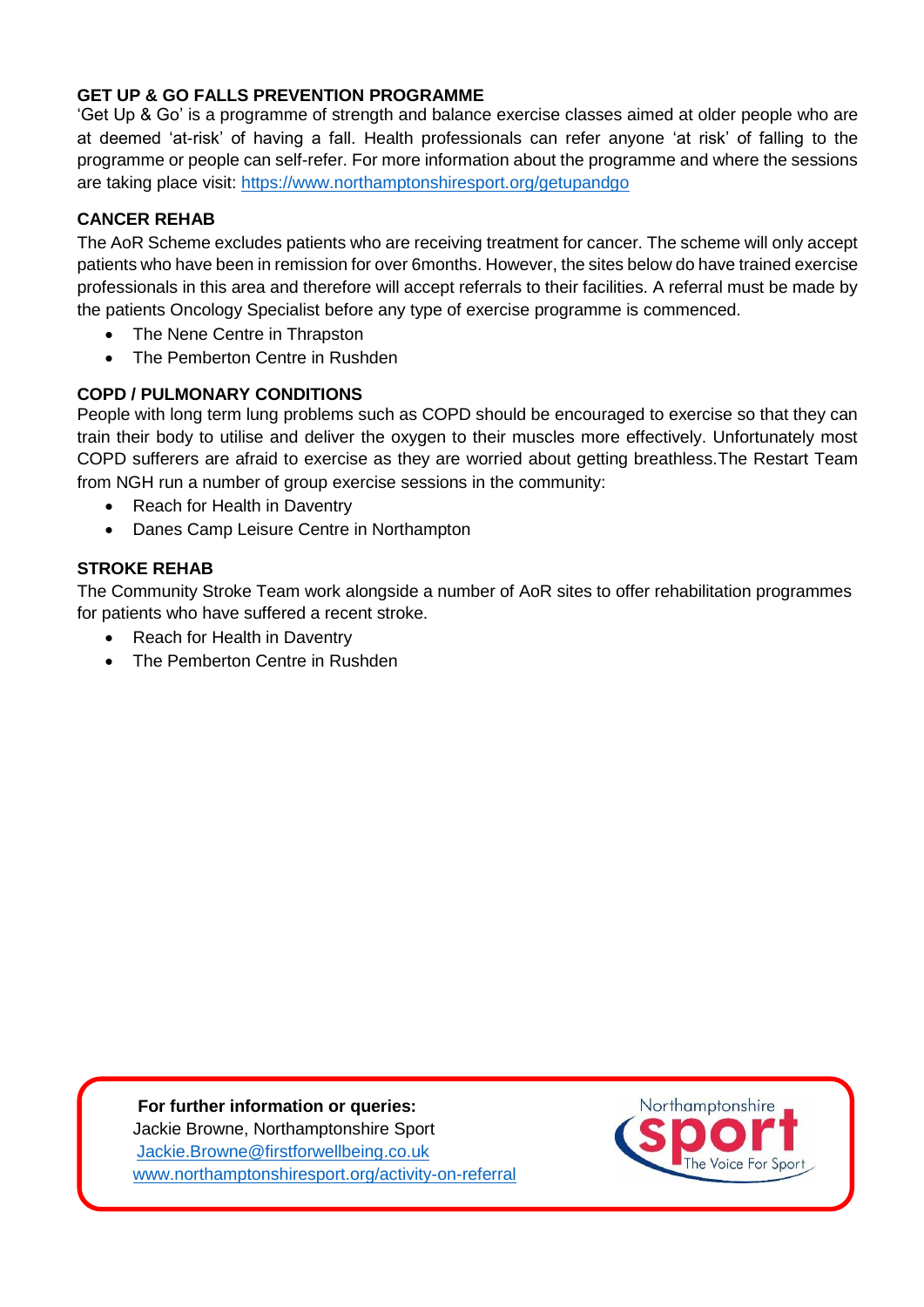**GET UP & GO FALLS PREVENTION PROGRAMME**

'Get Up & Go' is a programme of strength and balance exercise classes aimed at older people who are at deemed 'at-risk' of having a fall. Health professionals can refer anyone 'at risk' of falling to the programme or people can self-refer. For more information about the programme and where the sessions are taking place visit: https://www.northamptonshiresport.org/getupandgo

**CANCER REHAB**

The AoR Scheme excludes patients who are receiving treatment for cancer. The scheme will only accept patients who have been in remission for over 6months. However, the sites below do have trained exercise professionals in this area and therefore will accept referrals to their facilities. A referral must be made by the patients Oncology Specialist before any type of exercise programme is commenced.

- The Nene Centre in Thrapston
- The Pemberton Centre in Rushden

**COPD / PULMONARY CONDITIONS**

People with long term lung problems such as COPD should be encouraged to exercise so that they can train their body to utilise and deliver the oxygen to their muscles more effectively. Unfortunately most COPD sufferers are afraid to exercise as they are worried about getting breathless.The Restart Team from NGH run a number of group exercise sessions in the community:

- Reach for Health in Daventry
- Danes Camp Leisure Centre in Northampton

**STROKE REHAB**

The Community Stroke Team work alongside a number of AoR sites to offer rehabilitation programmes for patients who have suffered a recent stroke.

- Reach for Health in Daventry
- The Pemberton Centre in Rushden

**For further information or queries:**
Jackie Browne, Northamptonshire Sport
Jackie.Browne@firstforwellbeing.co.uk
www.northamptonshiresport.org/activity-on-referral

Northamptonshire sport The Voice For Sport